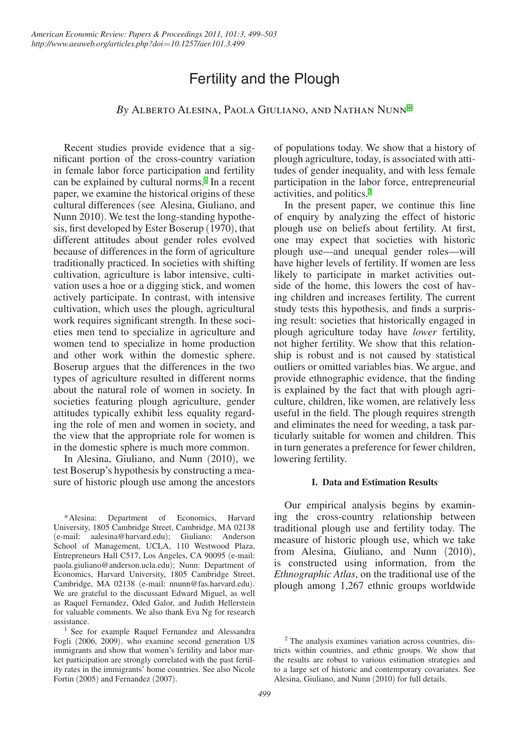# Fertility and the Plough

*By* Alberto Alesina, Paola Giuliano, and Nathan Nunn*

Recent studies provide evidence that a significant portion of the cross-country variation in female labor force participation and fertility can be explained by cultural norms.[1] In a recent paper, we examine the historical origins of these cultural differences (see Alesina, Giuliano, and Nunn 2010). We test the long-standing hypothesis, first developed by Ester Boserup (1970), that different attitudes about gender roles evolved because of differences in the form of agriculture traditionally practiced. In societies with shifting cultivation, agriculture is labor intensive, cultivation uses a hoe or a digging stick, and women actively participate. In contrast, with intensive cultivation, which uses the plough, agricultural work requires significant strength. In these societies men tend to specialize in agriculture and women tend to specialize in home production and other work within the domestic sphere. Boserup argues that the differences in the two types of agriculture resulted in different norms about the natural role of women in society. In societies featuring plough agriculture, gender attitudes typically exhibit less equality regarding the role of men and women in society, and the view that the appropriate role for women is in the domestic sphere is much more common.

In Alesina, Giuliano, and Nunn (2010), we test Boserup's hypothesis by constructing a measure of historic plough use among the ancestors of populations today. We show that a history of plough agriculture, today, is associated with attitudes of gender inequality, and with less female participation in the labor force, entrepreneurial activities, and politics.[2]

In the present paper, we continue this line of enquiry by analyzing the effect of historic plough use on beliefs about fertility. At first, one may expect that societies with historic plough use—and unequal gender roles—will have higher levels of fertility. If women are less likely to participate in market activities outside of the home, this lowers the cost of having children and increases fertility. The current study tests this hypothesis, and finds a surprising result: societies that historically engaged in plough agriculture today have *lower* fertility, not higher fertility. We show that this relationship is robust and is not caused by statistical outliers or omitted variables bias. We argue, and provide ethnographic evidence, that the finding is explained by the fact that with plough agriculture, children, like women, are relatively less useful in the field. The plough requires strength and eliminates the need for weeding, a task particularly suitable for women and children. This in turn generates a preference for fewer children, lowering fertility.

## I. Data and Estimation Results

Our empirical analysis begins by examining the cross-country relationship between traditional plough use and fertility today. The measure of historic plough use, which we take from Alesina, Giuliano, and Nunn (2010), is constructed using information, from the *Ethnographic Atlas*, on the traditional use of the plough among 1,267 ethnic groups worldwide

---

*Alesina: Department of Economics, Harvard University, 1805 Cambridge Street, Cambridge, MA 02138 (e-mail: aalesina@harvard.edu); Giuliano: Anderson School of Management, UCLA, 110 Westwood Plaza, Entrepreneurs Hall C517, Los Angeles, CA 90095 (e-mail: paola.giuliano@anderson.ucla.edu); Nunn: Department of Economics, Harvard University, 1805 Cambridge Street, Cambridge, MA 02138 (e-mail: nnunn@fas.harvard.edu). We are grateful to the discussant Edward Miguel, as well as Raquel Fernandez, Oded Galor, and Judith Hellerstein for valuable comments. We also thank Eva Ng for research assistance.

[1] See for example Raquel Fernandez and Alessandra Fogli (2006, 2009), who examine second generation US immigrants and show that women's fertility and labor market participation are strongly correlated with the past fertility rates in the immigrants' home countries. See also Nicole Fortin (2005) and Fernandez (2007).

[2] The analysis examines variation across countries, districts within countries, and ethnic groups. We show that the results are robust to various estimation strategies and to a large set of historic and contemporary covariates. See Alesina, Giuliano, and Nunn (2010) for full details.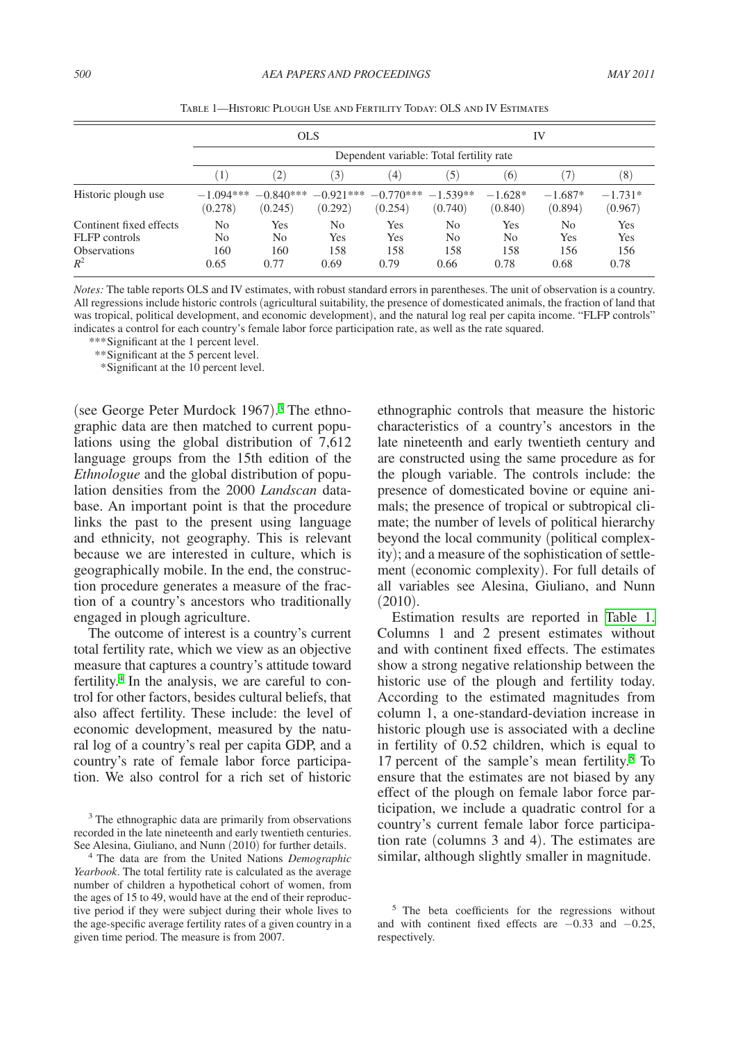Table 1—Historic Plough Use and Fertility Today: OLS and IV Estimates

| | OLS | | | | IV | | | |
|---|---|---|---|---|---|---|---|---|
| | Dependent variable: Total fertility rate | | | | | | | |
| | (1) | (2) | (3) | (4) | (5) | (6) | (7) | (8) |
| Historic plough use | −1.094*** | −0.840*** | −0.921*** | −0.770*** | −1.539** | −1.628* | −1.687* | −1.731* |
| | (0.278) | (0.245) | (0.292) | (0.254) | (0.740) | (0.840) | (0.894) | (0.967) |
| Continent fixed effects | No | Yes | No | Yes | No | Yes | No | Yes |
| FLFP controls | No | No | Yes | Yes | No | No | Yes | Yes |
| Observations | 160 | 160 | 158 | 158 | 158 | 158 | 156 | 156 |
| $R^2$ | 0.65 | 0.77 | 0.69 | 0.79 | 0.66 | 0.78 | 0.68 | 0.78 |

*Notes:* The table reports OLS and IV estimates, with robust standard errors in parentheses. The unit of observation is a country. All regressions include historic controls (agricultural suitability, the presence of domesticated animals, the fraction of land that was tropical, political development, and economic development), and the natural log real per capita income. "FLFP controls" indicates a control for each country's female labor force participation rate, as well as the rate squared.

***Significant at the 1 percent level.

**Significant at the 5 percent level.

*Significant at the 10 percent level.

(see George Peter Murdock 1967).[3] The ethnographic data are then matched to current populations using the global distribution of 7,612 language groups from the 15th edition of the *Ethnologue* and the global distribution of population densities from the 2000 *Landscan* database. An important point is that the procedure links the past to the present using language and ethnicity, not geography. This is relevant because we are interested in culture, which is geographically mobile. In the end, the construction procedure generates a measure of the fraction of a country's ancestors who traditionally engaged in plough agriculture.

The outcome of interest is a country's current total fertility rate, which we view as an objective measure that captures a country's attitude toward fertility.[4] In the analysis, we are careful to control for other factors, besides cultural beliefs, that also affect fertility. These include: the level of economic development, measured by the natural log of a country's real per capita GDP, and a country's rate of female labor force participation. We also control for a rich set of historic ethnographic controls that measure the historic characteristics of a country's ancestors in the late nineteenth and early twentieth century and are constructed using the same procedure as for the plough variable. The controls include: the presence of domesticated bovine or equine animals; the presence of tropical or subtropical climate; the number of levels of political hierarchy beyond the local community (political complexity); and a measure of the sophistication of settlement (economic complexity). For full details of all variables see Alesina, Giuliano, and Nunn (2010).

Estimation results are reported in Table 1. Columns 1 and 2 present estimates without and with continent fixed effects. The estimates show a strong negative relationship between the historic use of the plough and fertility today. According to the estimated magnitudes from column 1, a one-standard-deviation increase in historic plough use is associated with a decline in fertility of 0.52 children, which is equal to 17 percent of the sample's mean fertility.[5] To ensure that the estimates are not biased by any effect of the plough on female labor force participation, we include a quadratic control for a country's current female labor force participation rate (columns 3 and 4). The estimates are similar, although slightly smaller in magnitude.

[3] The ethnographic data are primarily from observations recorded in the late nineteenth and early twentieth centuries. See Alesina, Giuliano, and Nunn (2010) for further details.

[4] The data are from the United Nations *Demographic Yearbook*. The total fertility rate is calculated as the average number of children a hypothetical cohort of women, from the ages of 15 to 49, would have at the end of their reproductive period if they were subject during their whole lives to the age-specific average fertility rates of a given country in a given time period. The measure is from 2007.

[5] The beta coefficients for the regressions without and with continent fixed effects are −0.33 and −0.25, respectively.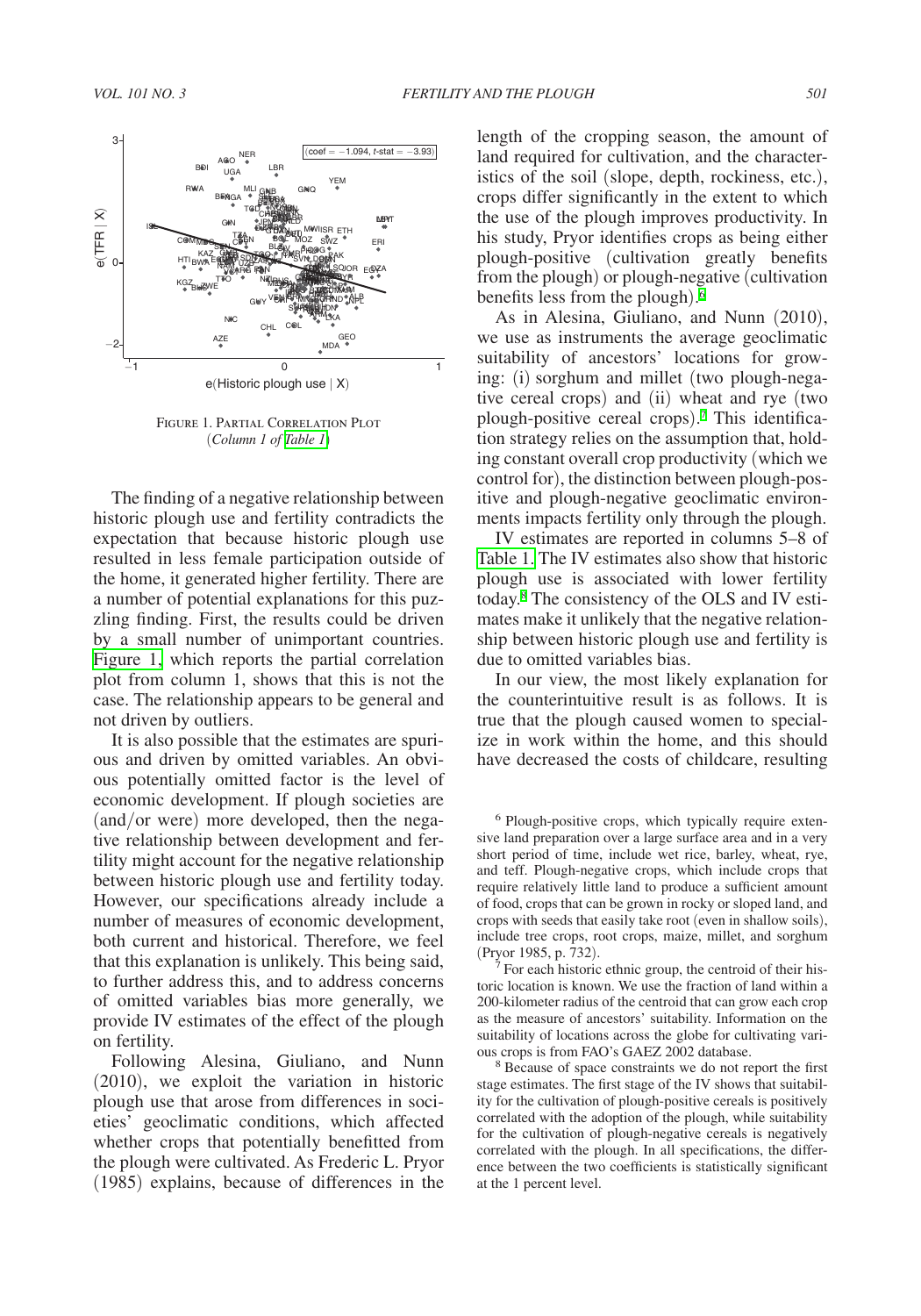FIGURE 1. PARTIAL CORRELATION PLOT
(*Column 1 of Table 1*)

The finding of a negative relationship between historic plough use and fertility contradicts the expectation that because historic plough use resulted in less female participation outside of the home, it generated higher fertility. There are a number of potential explanations for this puzzling finding. First, the results could be driven by a small number of unimportant countries. Figure 1, which reports the partial correlation plot from column 1, shows that this is not the case. The relationship appears to be general and not driven by outliers.

It is also possible that the estimates are spurious and driven by omitted variables. An obvious potentially omitted factor is the level of economic development. If plough societies are (and/or were) more developed, then the negative relationship between development and fertility might account for the negative relationship between historic plough use and fertility today. However, our specifications already include a number of measures of economic development, both current and historical. Therefore, we feel that this explanation is unlikely. This being said, to further address this, and to address concerns of omitted variables bias more generally, we provide IV estimates of the effect of the plough on fertility.

Following Alesina, Giuliano, and Nunn (2010), we exploit the variation in historic plough use that arose from differences in societies' geoclimatic conditions, which affected whether crops that potentially benefitted from the plough were cultivated. As Frederic L. Pryor (1985) explains, because of differences in the length of the cropping season, the amount of land required for cultivation, and the characteristics of the soil (slope, depth, rockiness, etc.), crops differ significantly in the extent to which the use of the plough improves productivity. In his study, Pryor identifies crops as being either plough-positive (cultivation greatly benefits from the plough) or plough-negative (cultivation benefits less from the plough).[6]

As in Alesina, Giuliano, and Nunn (2010), we use as instruments the average geoclimatic suitability of ancestors' locations for growing: (i) sorghum and millet (two plough-negative cereal crops) and (ii) wheat and rye (two plough-positive cereal crops).[7] This identification strategy relies on the assumption that, holding constant overall crop productivity (which we control for), the distinction between plough-positive and plough-negative geoclimatic environments impacts fertility only through the plough.

IV estimates are reported in columns 5–8 of Table 1. The IV estimates also show that historic plough use is associated with lower fertility today.[8] The consistency of the OLS and IV estimates make it unlikely that the negative relationship between historic plough use and fertility is due to omitted variables bias.

In our view, the most likely explanation for the counterintuitive result is as follows. It is true that the plough caused women to specialize in work within the home, and this should have decreased the costs of childcare, resulting

[6] Plough-positive crops, which typically require extensive land preparation over a large surface area and in a very short period of time, include wet rice, barley, wheat, rye, and teff. Plough-negative crops, which include crops that require relatively little land to produce a sufficient amount of food, crops that can be grown in rocky or sloped land, and crops with seeds that easily take root (even in shallow soils), include tree crops, root crops, maize, millet, and sorghum (Pryor 1985, p. 732).

[7] For each historic ethnic group, the centroid of their historic location is known. We use the fraction of land within a 200-kilometer radius of the centroid that can grow each crop as the measure of ancestors' suitability. Information on the suitability of locations across the globe for cultivating various crops is from FAO's GAEZ 2002 database.

[8] Because of space constraints we do not report the first stage estimates. The first stage of the IV shows that suitability for the cultivation of plough-positive cereals is positively correlated with the adoption of the plough, while suitability for the cultivation of plough-negative cereals is negatively correlated with the plough. In all specifications, the difference between the two coefficients is statistically significant at the 1 percent level.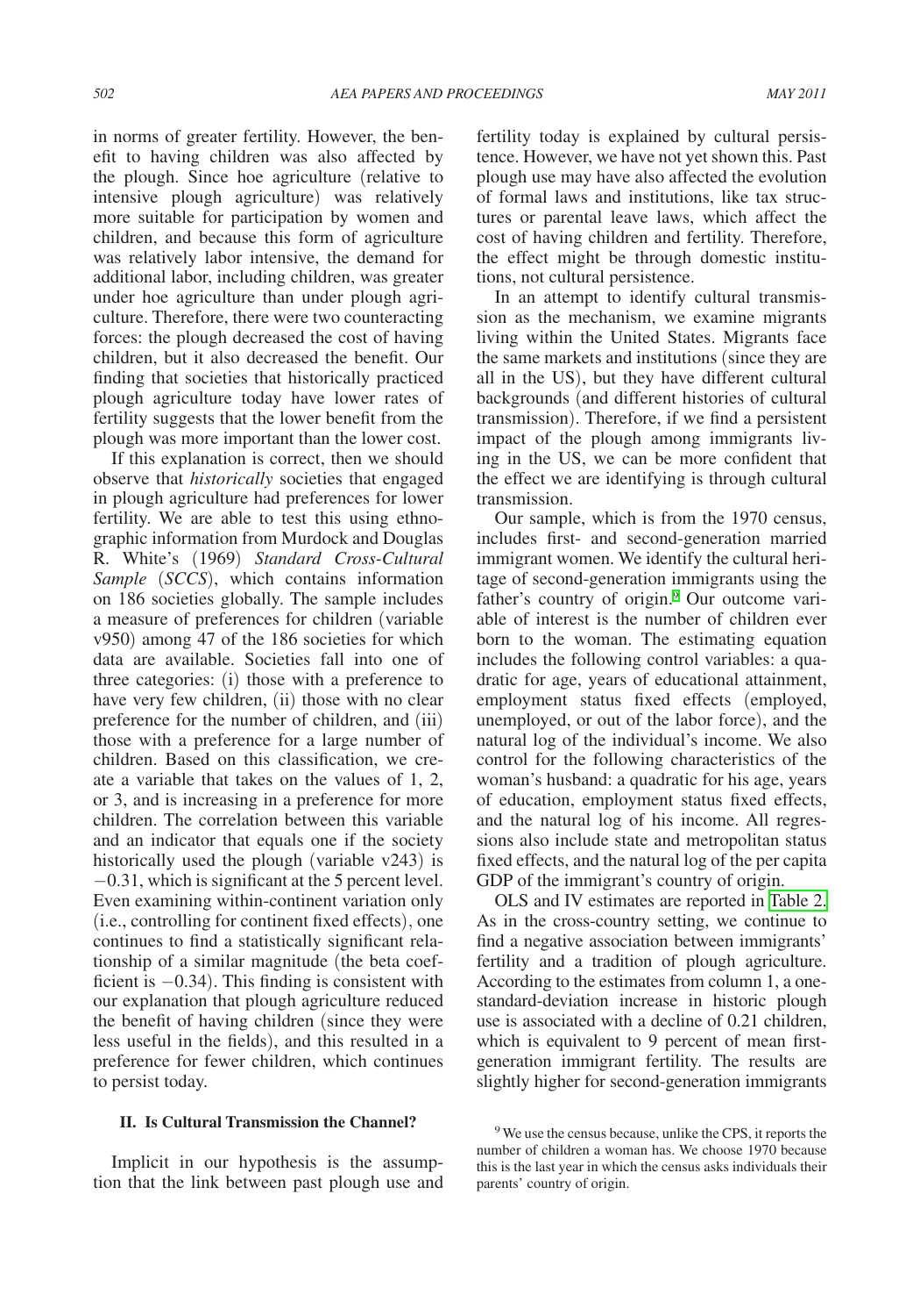in norms of greater fertility. However, the benefit to having children was also affected by the plough. Since hoe agriculture (relative to intensive plough agriculture) was relatively more suitable for participation by women and children, and because this form of agriculture was relatively labor intensive, the demand for additional labor, including children, was greater under hoe agriculture than under plough agriculture. Therefore, there were two counteracting forces: the plough decreased the cost of having children, but it also decreased the benefit. Our finding that societies that historically practiced plough agriculture today have lower rates of fertility suggests that the lower benefit from the plough was more important than the lower cost.

If this explanation is correct, then we should observe that *historically* societies that engaged in plough agriculture had preferences for lower fertility. We are able to test this using ethnographic information from Murdock and Douglas R. White's (1969) *Standard Cross-Cultural Sample* (*SCCS*), which contains information on 186 societies globally. The sample includes a measure of preferences for children (variable v950) among 47 of the 186 societies for which data are available. Societies fall into one of three categories: (i) those with a preference to have very few children, (ii) those with no clear preference for the number of children, and (iii) those with a preference for a large number of children. Based on this classification, we create a variable that takes on the values of 1, 2, or 3, and is increasing in a preference for more children. The correlation between this variable and an indicator that equals one if the society historically used the plough (variable v243) is −0.31, which is significant at the 5 percent level. Even examining within-continent variation only (i.e., controlling for continent fixed effects), one continues to find a statistically significant relationship of a similar magnitude (the beta coefficient is −0.34). This finding is consistent with our explanation that plough agriculture reduced the benefit of having children (since they were less useful in the fields), and this resulted in a preference for fewer children, which continues to persist today.

## II. Is Cultural Transmission the Channel?

Implicit in our hypothesis is the assumption that the link between past plough use and fertility today is explained by cultural persistence. However, we have not yet shown this. Past plough use may have also affected the evolution of formal laws and institutions, like tax structures or parental leave laws, which affect the cost of having children and fertility. Therefore, the effect might be through domestic institutions, not cultural persistence.

In an attempt to identify cultural transmission as the mechanism, we examine migrants living within the United States. Migrants face the same markets and institutions (since they are all in the US), but they have different cultural backgrounds (and different histories of cultural transmission). Therefore, if we find a persistent impact of the plough among immigrants living in the US, we can be more confident that the effect we are identifying is through cultural transmission.

Our sample, which is from the 1970 census, includes first- and second-generation married immigrant women. We identify the cultural heritage of second-generation immigrants using the father's country of origin.[9] Our outcome variable of interest is the number of children ever born to the woman. The estimating equation includes the following control variables: a quadratic for age, years of educational attainment, employment status fixed effects (employed, unemployed, or out of the labor force), and the natural log of the individual's income. We also control for the following characteristics of the woman's husband: a quadratic for his age, years of education, employment status fixed effects, and the natural log of his income. All regressions also include state and metropolitan status fixed effects, and the natural log of the per capita GDP of the immigrant's country of origin.

OLS and IV estimates are reported in Table 2. As in the cross-country setting, we continue to find a negative association between immigrants' fertility and a tradition of plough agriculture. According to the estimates from column 1, a one-standard-deviation increase in historic plough use is associated with a decline of 0.21 children, which is equivalent to 9 percent of mean first-generation immigrant fertility. The results are slightly higher for second-generation immigrants

[9] We use the census because, unlike the CPS, it reports the number of children a woman has. We choose 1970 because this is the last year in which the census asks individuals their parents' country of origin.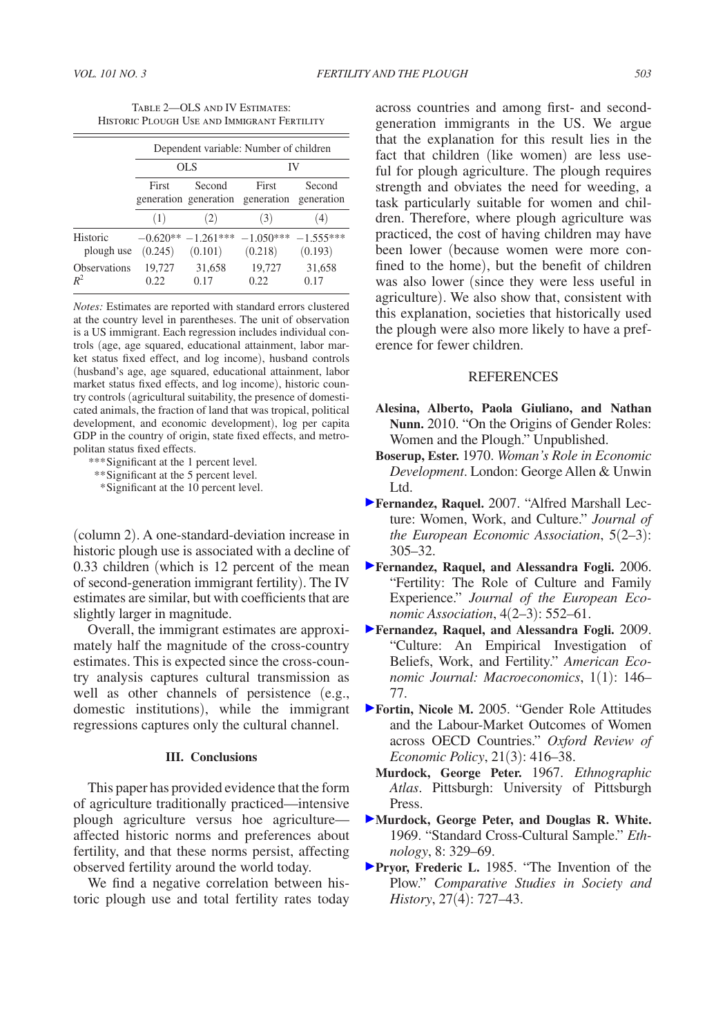Table 2—OLS and IV Estimates: Historic Plough Use and Immigrant Fertility

| | Dependent variable: Number of children | | | |
|---|---|---|---|---|
| | OLS | | IV | |
| | First generation | Second generation | First generation | Second generation |
| | (1) | (2) | (3) | (4) |
| Historic plough use | −0.620** | −1.261*** | −1.050*** | −1.555*** |
| | (0.245) | (0.101) | (0.218) | (0.193) |
| Observations | 19,727 | 31,658 | 19,727 | 31,658 |
| $R^2$ | 0.22 | 0.17 | 0.22 | 0.17 |

*Notes:* Estimates are reported with standard errors clustered at the country level in parentheses. The unit of observation is a US immigrant. Each regression includes individual controls (age, age squared, educational attainment, labor market status fixed effect, and log income), husband controls (husband's age, age squared, educational attainment, labor market status fixed effects, and log income), historic country controls (agricultural suitability, the presence of domesticated animals, the fraction of land that was tropical, political development, and economic development), log per capita GDP in the country of origin, state fixed effects, and metropolitan status fixed effects.

***Significant at the 1 percent level.
**Significant at the 5 percent level.
*Significant at the 10 percent level.

(column 2). A one-standard-deviation increase in historic plough use is associated with a decline of 0.33 children (which is 12 percent of the mean of second-generation immigrant fertility). The IV estimates are similar, but with coefficients that are slightly larger in magnitude.

Overall, the immigrant estimates are approximately half the magnitude of the cross-country estimates. This is expected since the cross-country analysis captures cultural transmission as well as other channels of persistence (e.g., domestic institutions), while the immigrant regressions captures only the cultural channel.

### III. Conclusions

This paper has provided evidence that the form of agriculture traditionally practiced—intensive plough agriculture versus hoe agriculture—affected historic norms and preferences about fertility, and that these norms persist, affecting observed fertility around the world today.

We find a negative correlation between historic plough use and total fertility rates today across countries and among first- and second-generation immigrants in the US. We argue that the explanation for this result lies in the fact that children (like women) are less useful for plough agriculture. The plough requires strength and obviates the need for weeding, a task particularly suitable for women and children. Therefore, where plough agriculture was practiced, the cost of having children may have been lower (because women were more confined to the home), but the benefit of children was also lower (since they were less useful in agriculture). We also show that, consistent with this explanation, societies that historically used the plough were also more likely to have a preference for fewer children.

### REFERENCES

**Alesina, Alberto, Paola Giuliano, and Nathan Nunn.** 2010. "On the Origins of Gender Roles: Women and the Plough." Unpublished.

**Boserup, Ester.** 1970. *Woman's Role in Economic Development*. London: George Allen & Unwin Ltd.

**Fernandez, Raquel.** 2007. "Alfred Marshall Lecture: Women, Work, and Culture." *Journal of the European Economic Association*, 5(2–3): 305–32.

**Fernandez, Raquel, and Alessandra Fogli.** 2006. "Fertility: The Role of Culture and Family Experience." *Journal of the European Economic Association*, 4(2–3): 552–61.

**Fernandez, Raquel, and Alessandra Fogli.** 2009. "Culture: An Empirical Investigation of Beliefs, Work, and Fertility." *American Economic Journal: Macroeconomics*, 1(1): 146–77.

**Fortin, Nicole M.** 2005. "Gender Role Attitudes and the Labour-Market Outcomes of Women across OECD Countries." *Oxford Review of Economic Policy*, 21(3): 416–38.

**Murdock, George Peter.** 1967. *Ethnographic Atlas*. Pittsburgh: University of Pittsburgh Press.

**Murdock, George Peter, and Douglas R. White.** 1969. "Standard Cross-Cultural Sample." *Ethnology*, 8: 329–69.

**Pryor, Frederic L.** 1985. "The Invention of the Plow." *Comparative Studies in Society and History*, 27(4): 727–43.